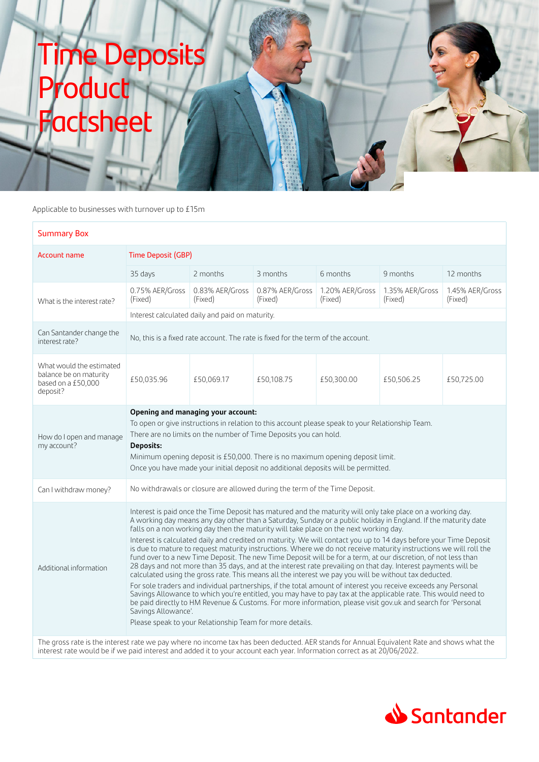# Time Deposits Product Factsheet

Applicable to businesses with turnover up to £15m

| Summary Box | | | | | | |
|---|---|---|---|---|---|---|
| Account name | Time Deposit (GBP) | | | | | |
| | 35 days | 2 months | 3 months | 6 months | 9 months | 12 months |
| What is the interest rate? | 0.75% AER/Gross (Fixed) | 0.83% AER/Gross (Fixed) | 0.87% AER/Gross (Fixed) | 1.20% AER/Gross (Fixed) | 1.35% AER/Gross (Fixed) | 1.45% AER/Gross (Fixed) |
| | Interest calculated daily and paid on maturity. | | | | | |
| Can Santander change the interest rate? | No, this is a fixed rate account. The rate is fixed for the term of the account. | | | | | |
| What would the estimated balance be on maturity based on a £50,000 deposit? | £50,035.96 | £50,069.17 | £50,108.75 | £50,300.00 | £50,506.25 | £50,725.00 |
| How do I open and manage my account? | **Opening and managing your account:** To open or give instructions in relation to this account please speak to your Relationship Team. There are no limits on the number of Time Deposits you can hold. **Deposits:** Minimum opening deposit is £50,000. There is no maximum opening deposit limit. Once you have made your initial deposit no additional deposits will be permitted. | | | | | |
| Can I withdraw money? | No withdrawals or closure are allowed during the term of the Time Deposit. | | | | | |
| Additional information | Interest is paid once the Time Deposit has matured and the maturity will only take place on a working day. A working day means any day other than a Saturday, Sunday or a public holiday in England. If the maturity date falls on a non working day then the maturity will take place on the next working day. Interest is calculated daily and credited on maturity. We will contact you up to 14 days before your Time Deposit is due to mature to request maturity instructions. Where we do not receive maturity instructions we will roll the fund over to a new Time Deposit. The new Time Deposit will be for a term, at our discretion, of not less than 28 days and not more than 35 days, and at the interest rate prevailing on that day. Interest payments will be calculated using the gross rate. This means all the interest we pay you will be without tax deducted. For sole traders and individual partnerships, if the total amount of interest you receive exceeds any Personal Savings Allowance to which you're entitled, you may have to pay tax at the applicable rate. This would need to be paid directly to HM Revenue & Customs. For more information, please visit gov.uk and search for 'Personal Savings Allowance'. Please speak to your Relationship Team for more details. | | | | | |

The gross rate is the interest rate we pay where no income tax has been deducted. AER stands for Annual Equivalent Rate and shows what the interest rate would be if we paid interest and added it to your account each year. Information correct as at 20/06/2022.

Santander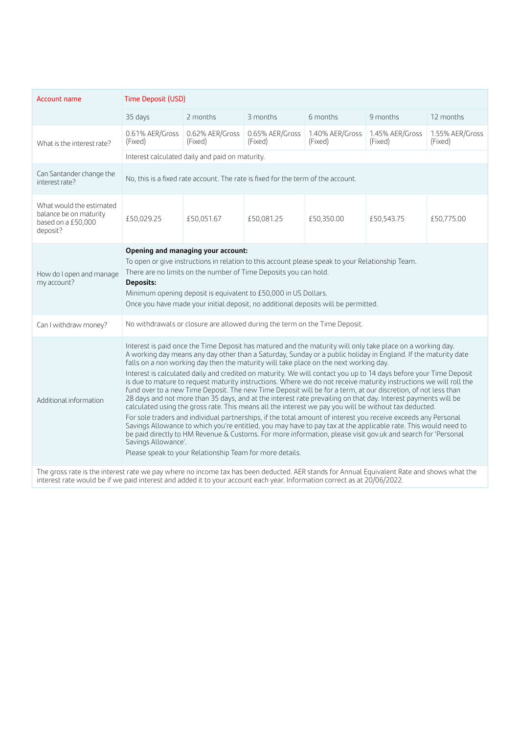| Account name | Time Deposit (USD) | | | | | |
|---|---|---|---|---|---|---|
| | 35 days | 2 months | 3 months | 6 months | 9 months | 12 months |
| What is the interest rate? | 0.61% AER/Gross (Fixed) | 0.62% AER/Gross (Fixed) | 0.65% AER/Gross (Fixed) | 1.40% AER/Gross (Fixed) | 1.45% AER/Gross (Fixed) | 1.55% AER/Gross (Fixed) |
| | Interest calculated daily and paid on maturity. | | | | | |
| Can Santander change the interest rate? | No, this is a fixed rate account. The rate is fixed for the term of the account. | | | | | |
| What would the estimated balance be on maturity based on a £50,000 deposit? | £50,029.25 | £50,051.67 | £50,081.25 | £50,350.00 | £50,543.75 | £50,775.00 |
| How do I open and manage my account? | **Opening and managing your account:** To open or give instructions in relation to this account please speak to your Relationship Team. There are no limits on the number of Time Deposits you can hold. **Deposits:** Minimum opening deposit is equivalent to £50,000 in US Dollars. Once you have made your initial deposit, no additional deposits will be permitted. | | | | | |
| Can I withdraw money? | No withdrawals or closure are allowed during the term on the Time Deposit. | | | | | |
| Additional information | Interest is paid once the Time Deposit has matured and the maturity will only take place on a working day. A working day means any day other than a Saturday, Sunday or a public holiday in England. If the maturity date falls on a non working day then the maturity will take place on the next working day. Interest is calculated daily and credited on maturity. We will contact you up to 14 days before your Time Deposit is due to mature to request maturity instructions. Where we do not receive maturity instructions we will roll the fund over to a new Time Deposit. The new Time Deposit will be for a term, at our discretion, of not less than 28 days and not more than 35 days, and at the interest rate prevailing on that day. Interest payments will be calculated using the gross rate. This means all the interest we pay you will be without tax deducted. For sole traders and individual partnerships, if the total amount of interest you receive exceeds any Personal Savings Allowance to which you're entitled, you may have to pay tax at the applicable rate. This would need to be paid directly to HM Revenue & Customs. For more information, please visit gov.uk and search for 'Personal Savings Allowance'. Please speak to your Relationship Team for more details. | | | | | |

The gross rate is the interest rate we pay where no income tax has been deducted. AER stands for Annual Equivalent Rate and shows what the interest rate would be if we paid interest and added it to your account each year. Information correct as at 20/06/2022.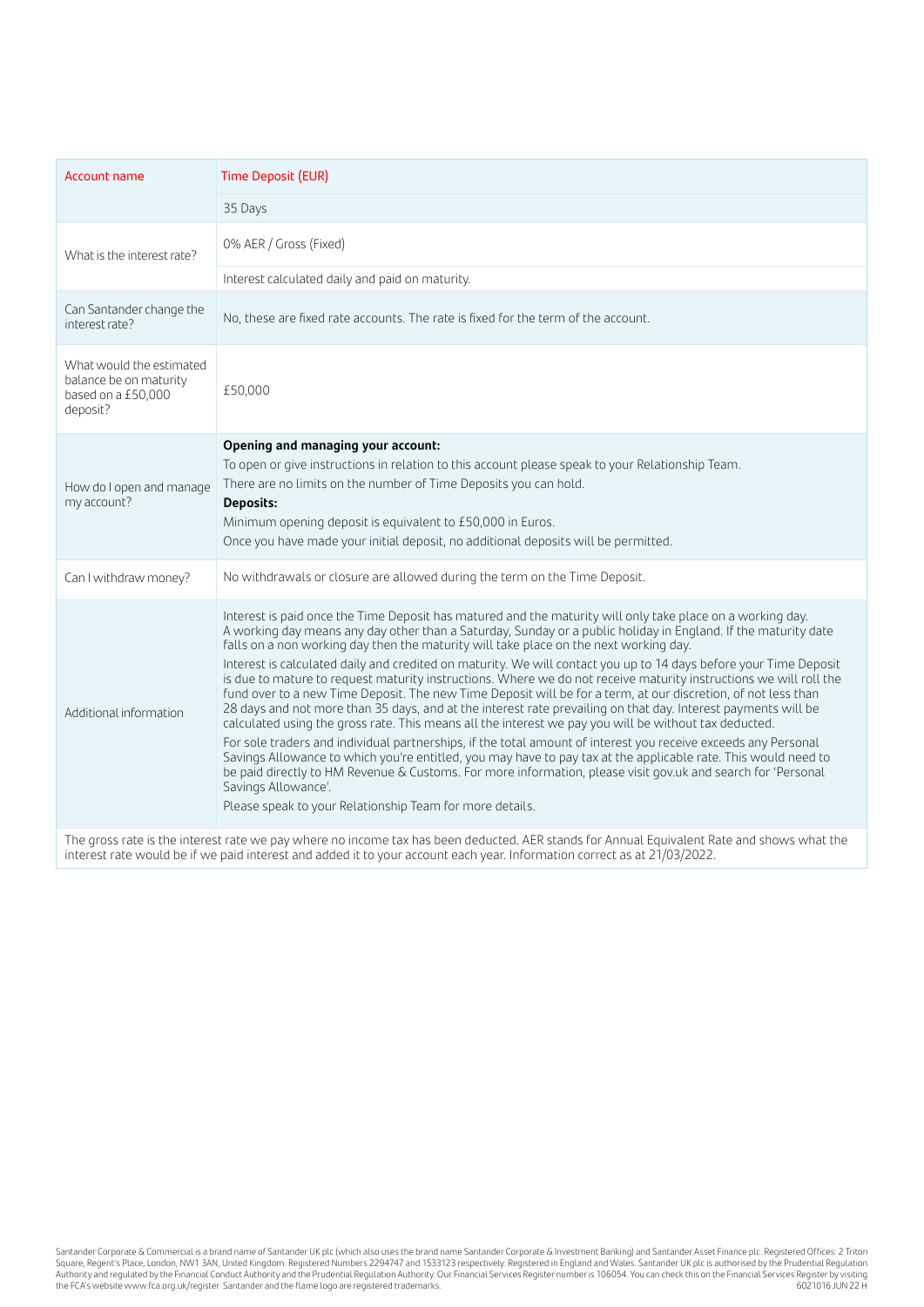| | |
|---|---|
| Account name | Time Deposit (EUR) |
| | 35 Days |
| What is the interest rate? | 0% AER / Gross (Fixed) |
| | Interest calculated daily and paid on maturity. |
| Can Santander change the interest rate? | No, these are fixed rate accounts. The rate is fixed for the term of the account. |
| What would the estimated balance be on maturity based on a £50,000 deposit? | £50,000 |
| How do I open and manage my account? | **Opening and managing your account:**<br>To open or give instructions in relation to this account please speak to your Relationship Team.<br>There are no limits on the number of Time Deposits you can hold.<br>**Deposits:**<br>Minimum opening deposit is equivalent to £50,000 in Euros.<br>Once you have made your initial deposit, no additional deposits will be permitted. |
| Can I withdraw money? | No withdrawals or closure are allowed during the term on the Time Deposit. |
| Additional information | Interest is paid once the Time Deposit has matured and the maturity will only take place on a working day. A working day means any day other than a Saturday, Sunday or a public holiday in England. If the maturity date falls on a non working day then the maturity will take place on the next working day.<br>Interest is calculated daily and credited on maturity. We will contact you up to 14 days before your Time Deposit is due to mature to request maturity instructions. Where we do not receive maturity instructions we will roll the fund over to a new Time Deposit. The new Time Deposit will be for a term, at our discretion, of not less than 28 days and not more than 35 days, and at the interest rate prevailing on that day. Interest payments will be calculated using the gross rate. This means all the interest we pay you will be without tax deducted.<br>For sole traders and individual partnerships, if the total amount of interest you receive exceeds any Personal Savings Allowance to which you're entitled, you may have to pay tax at the applicable rate. This would need to be paid directly to HM Revenue & Customs. For more information, please visit gov.uk and search for 'Personal Savings Allowance'.<br>Please speak to your Relationship Team for more details. |

The gross rate is the interest rate we pay where no income tax has been deducted. AER stands for Annual Equivalent Rate and shows what the interest rate would be if we paid interest and added it to your account each year. Information correct as at 21/03/2022.

Santander Corporate & Commercial is a brand name of Santander UK plc (which also uses the brand name Santander Corporate & Investment Banking) and Santander Asset Finance plc. Registered Offices: 2 Triton Square, Regent's Place, London, NW1 3AN, United Kingdom. Registered Numbers 2294747 and 1533123 respectively. Registered in England and Wales. Santander UK plc is authorised by the Prudential Regulation Authority and regulated by the Financial Conduct Authority and the Prudential Regulation Authority. Our Financial Services Register number is 106054. You can check this on the Financial Services Register by visiting the FCA's website www.fca.org.uk/register. Santander and the flame logo are registered trademarks. 6021016 JUN 22 H